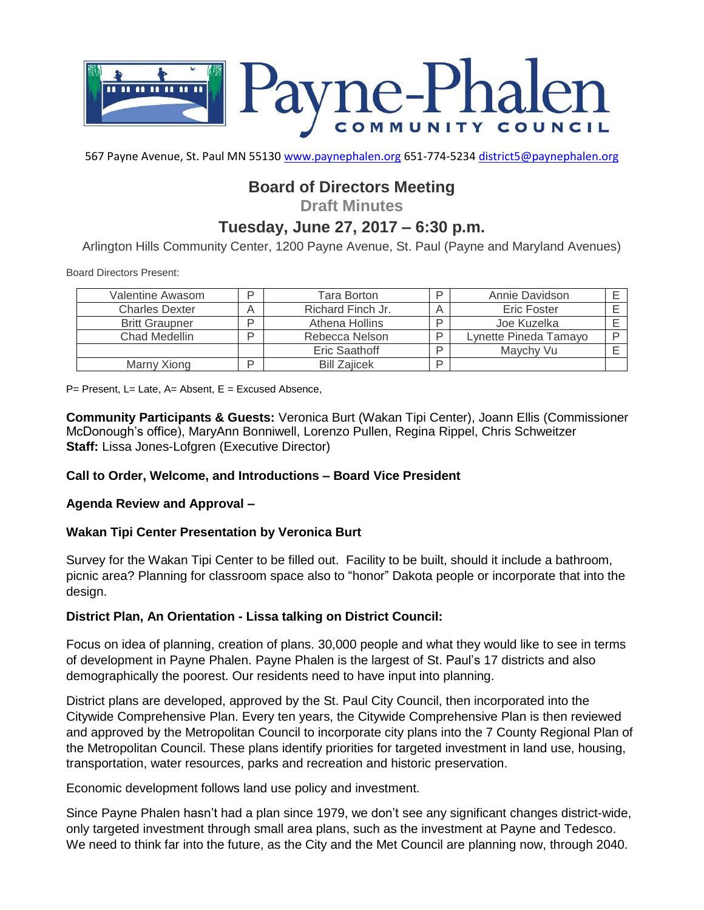# Payne-Phalen COMMUNITY COUNCIL

567 Payne Avenue, St. Paul MN 55130 www.paynephalen.org 651-774-5234 district5@paynephalen.org

## Board of Directors Meeting

**Draft Minutes**

## Tuesday, June 27, 2017 – 6:30 p.m.

Arlington Hills Community Center, 1200 Payne Avenue, St. Paul (Payne and Maryland Avenues)

Board Directors Present:

| Valentine Awasom | P | Tara Borton | P | Annie Davidson | E |
|---|---|---|---|---|---|
| Charles Dexter | A | Richard Finch Jr. | A | Eric Foster | E |
| Britt Graupner | P | Athena Hollins | P | Joe Kuzelka | E |
| Chad Medellin | P | Rebecca Nelson | P | Lynette Pineda Tamayo | P |
| | | Eric Saathoff | P | Maychy Vu | E |
| Marny Xiong | P | Bill Zajicek | P | | |

P= Present, L= Late, A= Absent, E = Excused Absence,

**Community Participants & Guests:** Veronica Burt (Wakan Tipi Center), Joann Ellis (Commissioner McDonough's office), MaryAnn Bonniwell, Lorenzo Pullen, Regina Rippel, Chris Schweitzer
**Staff:** Lissa Jones-Lofgren (Executive Director)

**Call to Order, Welcome, and Introductions – Board Vice President**

**Agenda Review and Approval –**

**Wakan Tipi Center Presentation by Veronica Burt**

Survey for the Wakan Tipi Center to be filled out. Facility to be built, should it include a bathroom, picnic area? Planning for classroom space also to "honor" Dakota people or incorporate that into the design.

**District Plan, An Orientation - Lissa talking on District Council:**

Focus on idea of planning, creation of plans. 30,000 people and what they would like to see in terms of development in Payne Phalen. Payne Phalen is the largest of St. Paul's 17 districts and also demographically the poorest. Our residents need to have input into planning.

District plans are developed, approved by the St. Paul City Council, then incorporated into the Citywide Comprehensive Plan. Every ten years, the Citywide Comprehensive Plan is then reviewed and approved by the Metropolitan Council to incorporate city plans into the 7 County Regional Plan of the Metropolitan Council. These plans identify priorities for targeted investment in land use, housing, transportation, water resources, parks and recreation and historic preservation.

Economic development follows land use policy and investment.

Since Payne Phalen hasn't had a plan since 1979, we don't see any significant changes district-wide, only targeted investment through small area plans, such as the investment at Payne and Tedesco. We need to think far into the future, as the City and the Met Council are planning now, through 2040.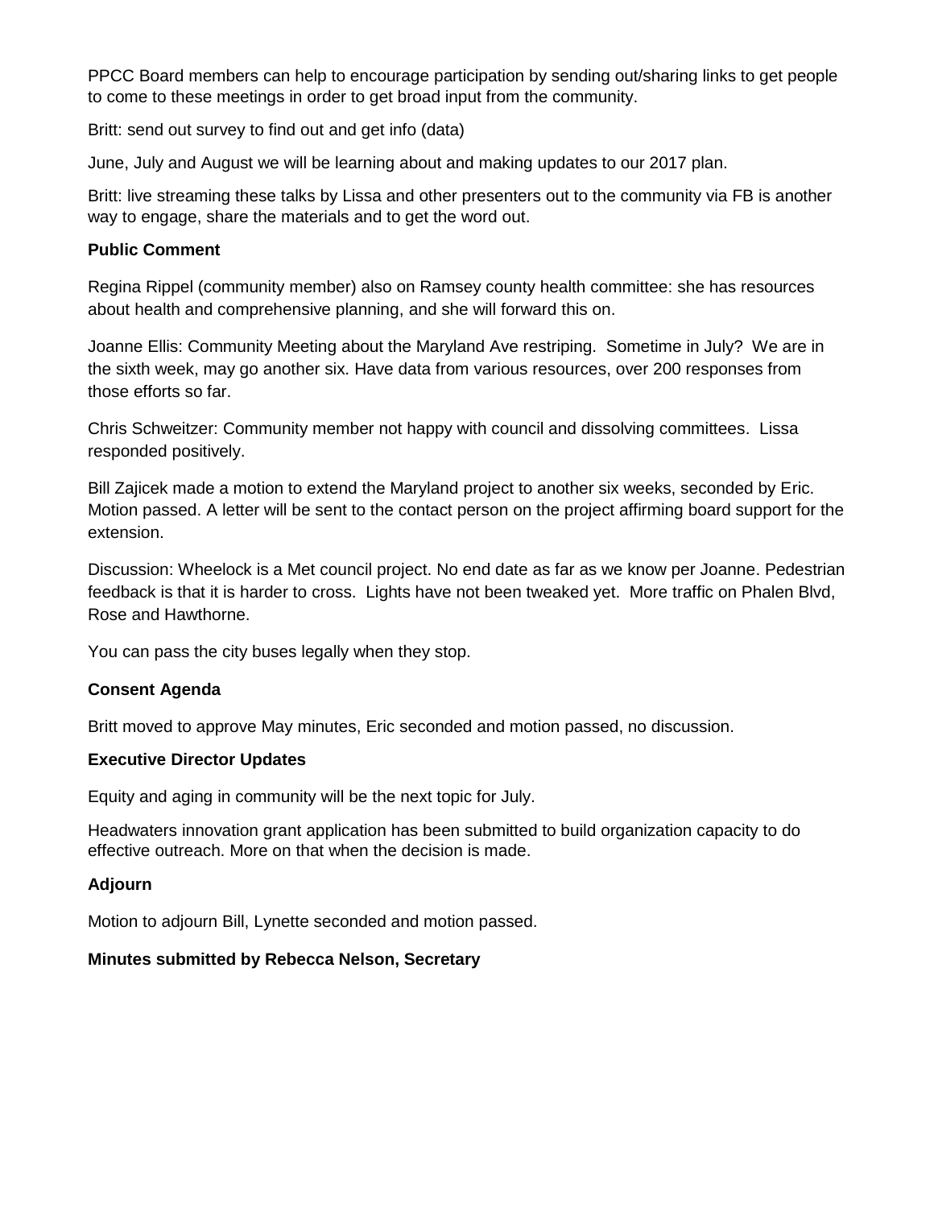PPCC Board members can help to encourage participation by sending out/sharing links to get people to come to these meetings in order to get broad input from the community.

Britt: send out survey to find out and get info (data)

June, July and August we will be learning about and making updates to our 2017 plan.

Britt: live streaming these talks by Lissa and other presenters out to the community via FB is another way to engage, share the materials and to get the word out.

**Public Comment**

Regina Rippel (community member) also on Ramsey county health committee: she has resources about health and comprehensive planning, and she will forward this on.

Joanne Ellis: Community Meeting about the Maryland Ave restriping. Sometime in July? We are in the sixth week, may go another six. Have data from various resources, over 200 responses from those efforts so far.

Chris Schweitzer: Community member not happy with council and dissolving committees. Lissa responded positively.

Bill Zajicek made a motion to extend the Maryland project to another six weeks, seconded by Eric. Motion passed. A letter will be sent to the contact person on the project affirming board support for the extension.

Discussion: Wheelock is a Met council project. No end date as far as we know per Joanne. Pedestrian feedback is that it is harder to cross. Lights have not been tweaked yet. More traffic on Phalen Blvd, Rose and Hawthorne.

You can pass the city buses legally when they stop.

**Consent Agenda**

Britt moved to approve May minutes, Eric seconded and motion passed, no discussion.

**Executive Director Updates**

Equity and aging in community will be the next topic for July.

Headwaters innovation grant application has been submitted to build organization capacity to do effective outreach. More on that when the decision is made.

**Adjourn**

Motion to adjourn Bill, Lynette seconded and motion passed.

**Minutes submitted by Rebecca Nelson, Secretary**